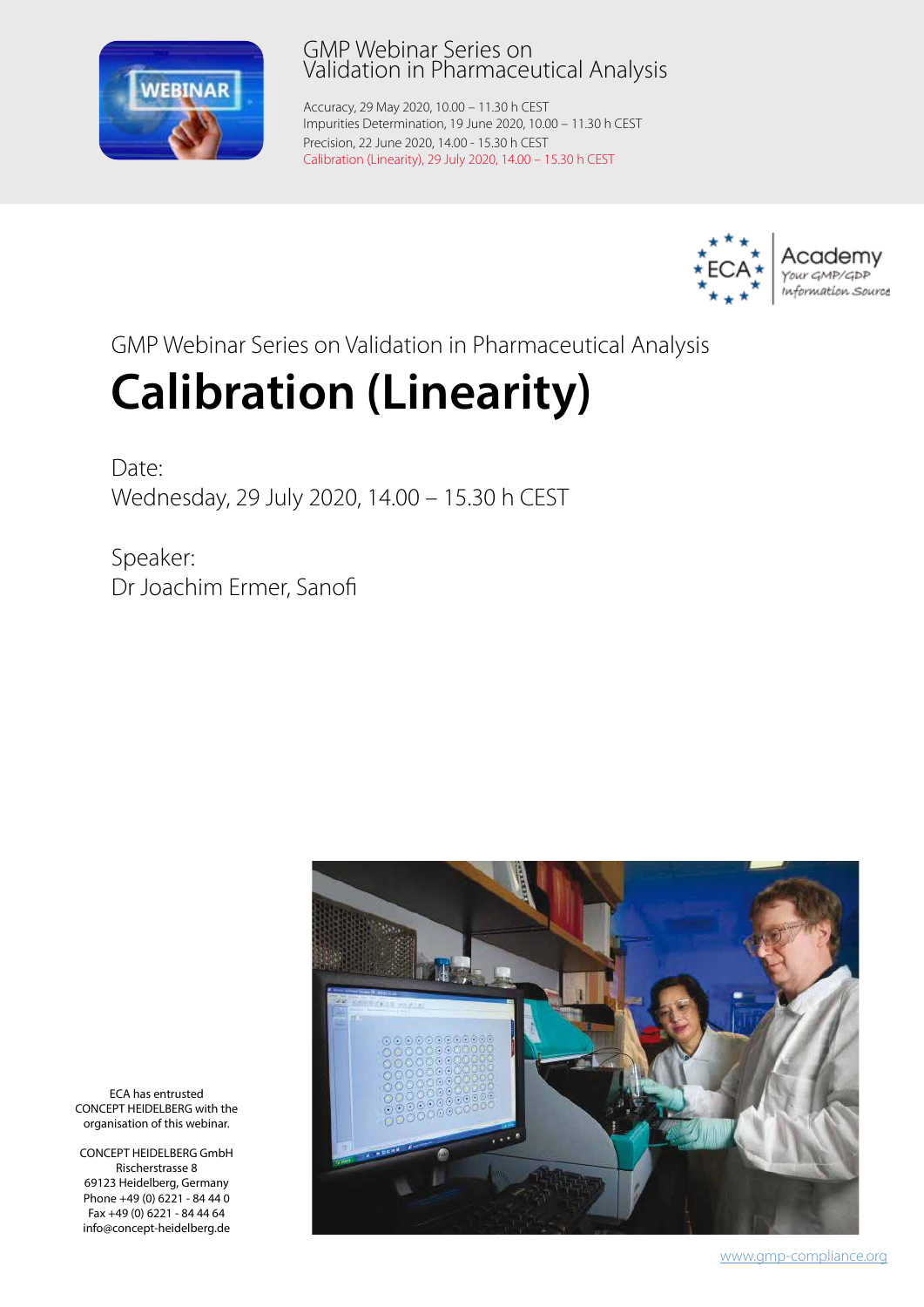GMP Webinar Series on
Validation in Pharmaceutical Analysis

Accuracy, 29 May 2020, 10.00 – 11.30 h CEST
Impurities Determination, 19 June 2020, 10.00 – 11.30 h CEST
Precision, 22 June 2020, 14.00 - 15.30 h CEST
Calibration (Linearity), 29 July 2020, 14.00 – 15.30 h CEST

ECA Academy
Your GMP/GDP Information Source

GMP Webinar Series on Validation in Pharmaceutical Analysis

# Calibration (Linearity)

Date:
Wednesday, 29 July 2020, 14.00 – 15.30 h CEST

Speaker:
Dr Joachim Ermer, Sanofi

ECA has entrusted CONCEPT HEIDELBERG with the organisation of this webinar.

CONCEPT HEIDELBERG GmbH
Rischerstrasse 8
69123 Heidelberg, Germany
Phone +49 (0) 6221 - 84 44 0
Fax +49 (0) 6221 - 84 44 64
info@concept-heidelberg.de

www.gmp-compliance.org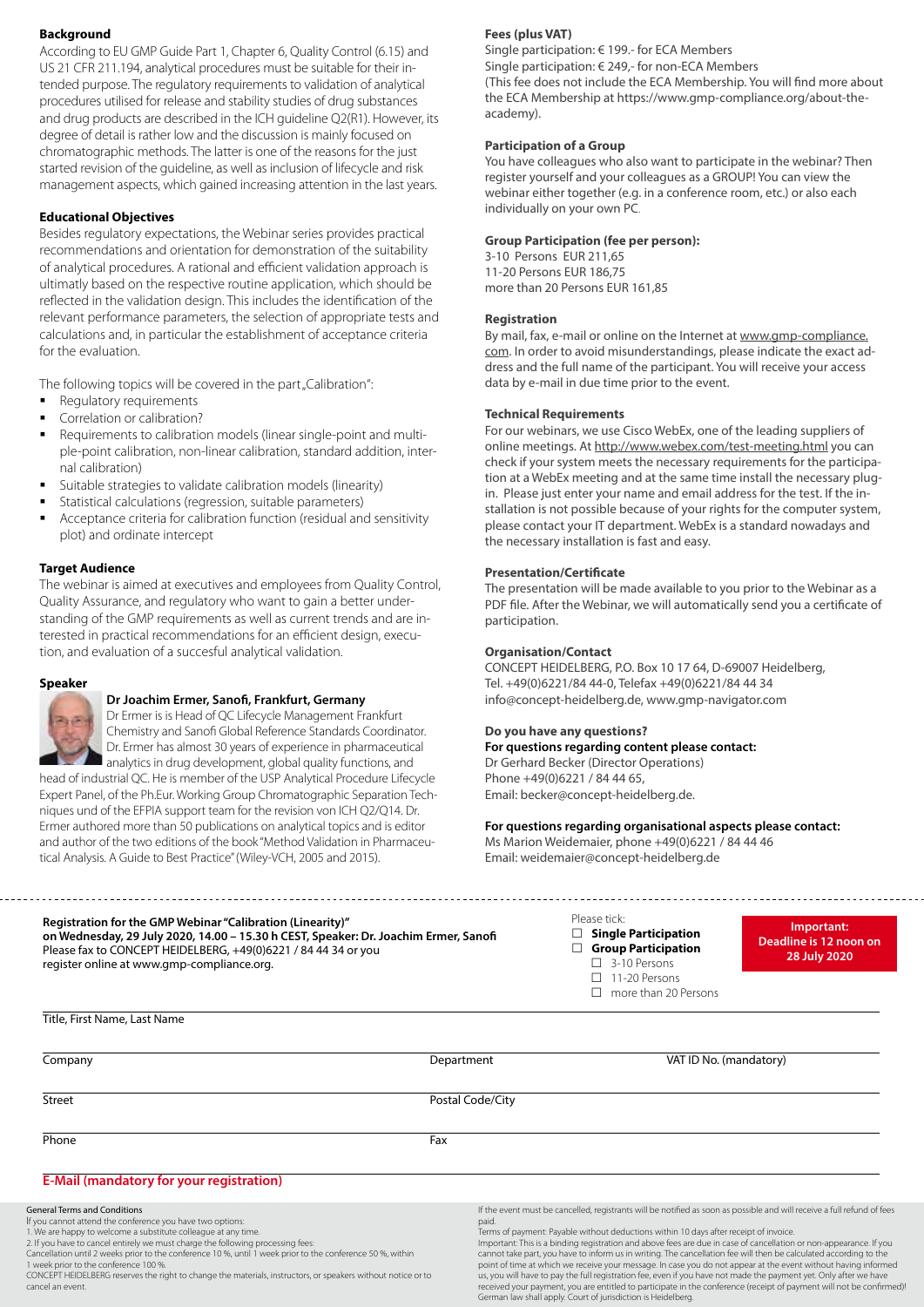## Background

According to EU GMP Guide Part 1, Chapter 6, Quality Control (6.15) and US 21 CFR 211.194, analytical procedures must be suitable for their intended purpose. The regulatory requirements to validation of analytical procedures utilised for release and stability studies of drug substances and drug products are described in the ICH guideline Q2(R1). However, its degree of detail is rather low and the discussion is mainly focused on chromatographic methods. The latter is one of the reasons for the just started revision of the guideline, as well as inclusion of lifecycle and risk management aspects, which gained increasing attention in the last years.

## Educational Objectives

Besides regulatory expectations, the Webinar series provides practical recommendations and orientation for demonstration of the suitability of analytical procedures. A rational and efficient validation approach is ultimatly based on the respective routine application, which should be reflected in the validation design. This includes the identification of the relevant performance parameters, the selection of appropriate tests and calculations and, in particular the establishment of acceptance criteria for the evaluation.

The following topics will be covered in the part „Calibration":

- Regulatory requirements
- Correlation or calibration?
- Requirements to calibration models (linear single-point and multiple-point calibration, non-linear calibration, standard addition, internal calibration)
- Suitable strategies to validate calibration models (linearity)
- Statistical calculations (regression, suitable parameters)
- Acceptance criteria for calibration function (residual and sensitivity plot) and ordinate intercept

## Target Audience

The webinar is aimed at executives and employees from Quality Control, Quality Assurance, and regulatory who want to gain a better understanding of the GMP requirements as well as current trends and are interested in practical recommendations for an efficient design, execution, and evaluation of a succesful analytical validation.

## Speaker

**Dr Joachim Ermer, Sanofi, Frankfurt, Germany**

Dr Ermer is is Head of QC Lifecycle Management Frankfurt Chemistry and Sanofi Global Reference Standards Coordinator. Dr. Ermer has almost 30 years of experience in pharmaceutical analytics in drug development, global quality functions, and head of industrial QC. He is member of the USP Analytical Procedure Lifecycle Expert Panel, of the Ph.Eur. Working Group Chromatographic Separation Techniques und of the EFPIA support team for the revision von ICH Q2/Q14. Dr. Ermer authored more than 50 publications on analytical topics and is editor and author of the two editions of the book "Method Validation in Pharmaceutical Analysis. A Guide to Best Practice" (Wiley-VCH, 2005 and 2015).

## Fees (plus VAT)

Single participation: € 199.- for ECA Members
Single participation: € 249,- for non-ECA Members
(This fee does not include the ECA Membership. You will find more about the ECA Membership at https://www.gmp-compliance.org/about-the-academy).

## Participation of a Group

You have colleagues who also want to participate in the webinar? Then register yourself and your colleagues as a GROUP! You can view the webinar either together (e.g. in a conference room, etc.) or also each individually on your own PC.

## Group Participation (fee per person):

3-10 Persons EUR 211,65
11-20 Persons EUR 186,75
more than 20 Persons EUR 161,85

## Registration

By mail, fax, e-mail or online on the Internet at www.gmp-compliance.com. In order to avoid misunderstandings, please indicate the exact address and the full name of the participant. You will receive your access data by e-mail in due time prior to the event.

## Technical Requirements

For our webinars, we use Cisco WebEx, one of the leading suppliers of online meetings. At http://www.webex.com/test-meeting.html you can check if your system meets the necessary requirements for the participation at a WebEx meeting and at the same time install the necessary plugin. Please just enter your name and email address for the test. If the installation is not possible because of your rights for the computer system, please contact your IT department. WebEx is a standard nowadays and the necessary installation is fast and easy.

## Presentation/Certificate

The presentation will be made available to you prior to the Webinar as a PDF file. After the Webinar, we will automatically send you a certificate of participation.

## Organisation/Contact

CONCEPT HEIDELBERG, P.O. Box 10 17 64, D-69007 Heidelberg,
Tel. +49(0)6221/84 44-0, Telefax +49(0)6221/84 44 34
info@concept-heidelberg.de, www.gmp-navigator.com

## Do you have any questions?

**For questions regarding content please contact:**
Dr Gerhard Becker (Director Operations)
Phone +49(0)6221 / 84 44 65,
Email: becker@concept-heidelberg.de.

**For questions regarding organisational aspects please contact:**
Ms Marion Weidemaier, phone +49(0)6221 / 84 44 46
Email: weidemaier@concept-heidelberg.de

---

**Registration for the GMP Webinar "Calibration (Linearity)" on Wednesday, 29 July 2020, 14.00 – 15.30 h CEST, Speaker: Dr. Joachim Ermer, Sanofi**
Please fax to CONCEPT HEIDELBERG, +49(0)6221 / 84 44 34 or you register online at www.gmp-compliance.org.

Please tick:
- ☐ **Single Participation**
- ☐ **Group Participation**
  - ☐ 3-10 Persons
  - ☐ 11-20 Persons
  - ☐ more than 20 Persons

**Important: Deadline is 12 noon on 28 July 2020**

Title, First Name, Last Name

Company | Department | VAT ID No. (mandatory)

Street | Postal Code/City

Phone | Fax

**E-Mail (mandatory for your registration)**

General Terms and Conditions
If you cannot attend the conference you have two options:
1. We are happy to welcome a substitute colleague at any time.
2. If you have to cancel entirely we must charge the following processing fees:
Cancellation until 2 weeks prior to the conference 10 %, until 1 week prior to the conference 50 %, within 1 week prior to the conference 100 %.
CONCEPT HEIDELBERG reserves the right to change the materials, instructors, or speakers without notice or to cancel an event.

If the event must be cancelled, registrants will be notified as soon as possible and will receive a full refund of fees paid.
Terms of payment: Payable without deductions within 10 days after receipt of invoice.
Important: This is a binding registration and above fees are due in case of cancellation or non-appearance. If you cannot take part, you have to inform us in writing. The cancellation fee will then be calculated according to the point of time at which we receive your message. In case you do not appear at the event without having informed us, you will have to pay the full registration fee, even if you have not made the payment yet. Only after we have received your payment, you are entitled to participate in the conference (receipt of payment will not be confirmed)! German law shall apply. Court of jurisdiction is Heidelberg.